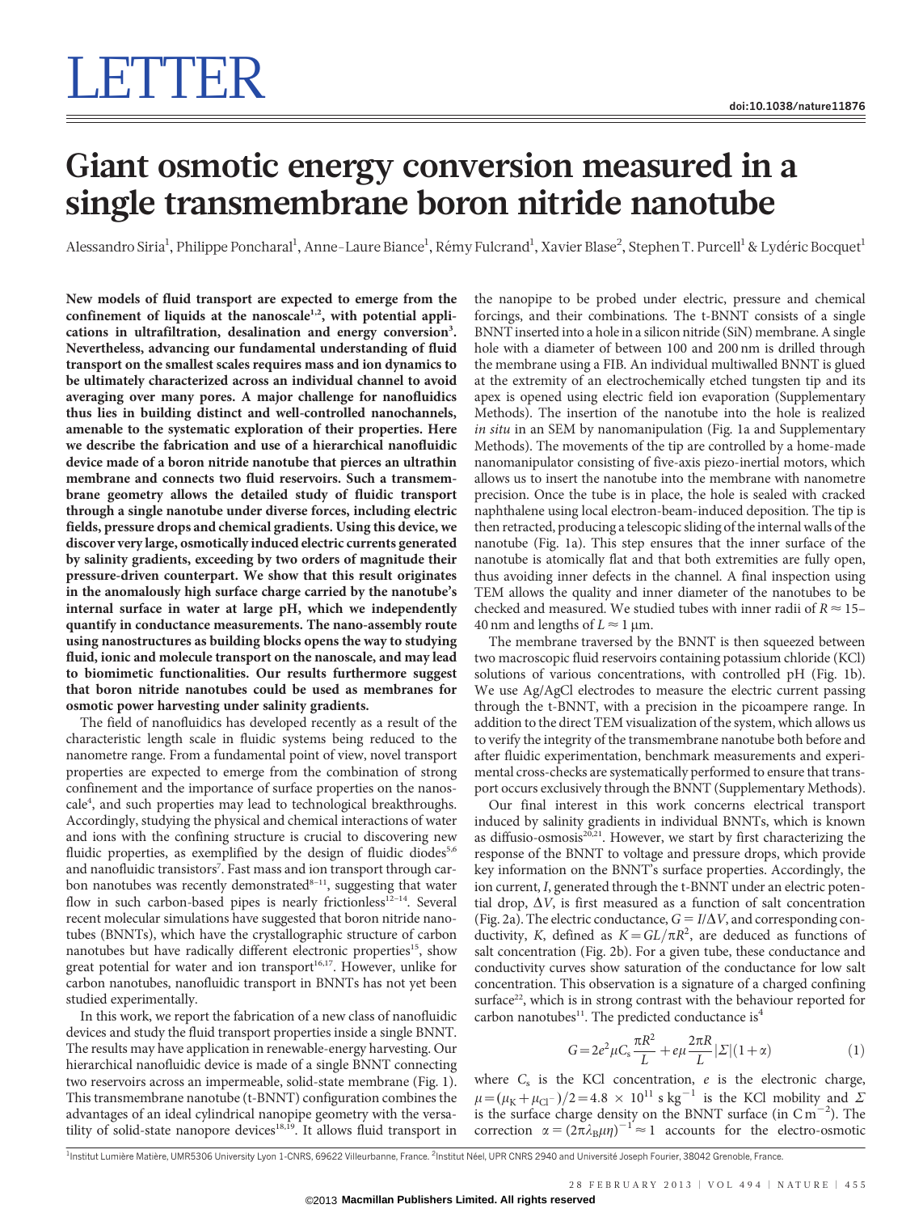# LETTER

doi:10.1038/nature11876

# Giant osmotic energy conversion measured in a single transmembrane boron nitride nanotube

Alessandro Siria[1], Philippe Poncharal[1], Anne-Laure Biance[1], Rémy Fulcrand[1], Xavier Blase[2], Stephen T. Purcell[1] & Lydéric Bocquet[1]

**New models of fluid transport are expected to emerge from the confinement of liquids at the nanoscale[1,2], with potential applications in ultrafiltration, desalination and energy conversion[3]. Nevertheless, advancing our fundamental understanding of fluid transport on the smallest scales requires mass and ion dynamics to be ultimately characterized across an individual channel to avoid averaging over many pores. A major challenge for nanofluidics thus lies in building distinct and well-controlled nanochannels, amenable to the systematic exploration of their properties. Here we describe the fabrication and use of a hierarchical nanofluidic device made of a boron nitride nanotube that pierces an ultrathin membrane and connects two fluid reservoirs. Such a transmembrane geometry allows the detailed study of fluidic transport through a single nanotube under diverse forces, including electric fields, pressure drops and chemical gradients. Using this device, we discover very large, osmotically induced electric currents generated by salinity gradients, exceeding by two orders of magnitude their pressure-driven counterpart. We show that this result originates in the anomalously high surface charge carried by the nanotube's internal surface in water at large pH, which we independently quantify in conductance measurements. The nano-assembly route using nanostructures as building blocks opens the way to studying fluid, ionic and molecule transport on the nanoscale, and may lead to biomimetic functionalities. Our results furthermore suggest that boron nitride nanotubes could be used as membranes for osmotic power harvesting under salinity gradients.**

The field of nanofluidics has developed recently as a result of the characteristic length scale in fluidic systems being reduced to the nanometre range. From a fundamental point of view, novel transport properties are expected to emerge from the combination of strong confinement and the importance of surface properties on the nanoscale[4], and such properties may lead to technological breakthroughs. Accordingly, studying the physical and chemical interactions of water and ions with the confining structure is crucial to discovering new fluidic properties, as exemplified by the design of fluidic diodes[5,6] and nanofluidic transistors[7]. Fast mass and ion transport through carbon nanotubes was recently demonstrated[8–11], suggesting that water flow in such carbon-based pipes is nearly frictionless[12–14]. Several recent molecular simulations have suggested that boron nitride nanotubes (BNNTs), which have the crystallographic structure of carbon nanotubes but have radically different electronic properties[15], show great potential for water and ion transport[16,17]. However, unlike for carbon nanotubes, nanofluidic transport in BNNTs has not yet been studied experimentally.

In this work, we report the fabrication of a new class of nanofluidic devices and study the fluid transport properties inside a single BNNT. The results may have application in renewable-energy harvesting. Our hierarchical nanofluidic device is made of a single BNNT connecting two reservoirs across an impermeable, solid-state membrane (Fig. 1). This transmembrane nanotube (t-BNNT) configuration combines the advantages of an ideal cylindrical nanopipe geometry with the versatility of solid-state nanopore devices[18,19]. It allows fluid transport in the nanopipe to be probed under electric, pressure and chemical forcings, and their combinations. The t-BNNT consists of a single BNNT inserted into a hole in a silicon nitride (SiN) membrane. A single hole with a diameter of between 100 and 200 nm is drilled through the membrane using a FIB. An individual multiwalled BNNT is glued at the extremity of an electrochemically etched tungsten tip and its apex is opened using electric field ion evaporation (Supplementary Methods). The insertion of the nanotube into the hole is realized *in situ* in an SEM by nanomanipulation (Fig. 1a and Supplementary Methods). The movements of the tip are controlled by a home-made nanomanipulator consisting of five-axis piezo-inertial motors, which allows us to insert the nanotube into the membrane with nanometre precision. Once the tube is in place, the hole is sealed with cracked naphthalene using local electron-beam-induced deposition. The tip is then retracted, producing a telescopic sliding of the internal walls of the nanotube (Fig. 1a). This step ensures that the inner surface of the nanotube is atomically flat and that both extremities are fully open, thus avoiding inner defects in the channel. A final inspection using TEM allows the quality and inner diameter of the nanotubes to be checked and measured. We studied tubes with inner radii of $R \approx 15$–40 nm and lengths of $L \approx 1\,\mu$m.

The membrane traversed by the BNNT is then squeezed between two macroscopic fluid reservoirs containing potassium chloride (KCl) solutions of various concentrations, with controlled pH (Fig. 1b). We use Ag/AgCl electrodes to measure the electric current passing through the t-BNNT, with a precision in the picoampere range. In addition to the direct TEM visualization of the system, which allows us to verify the integrity of the transmembrane nanotube both before and after fluidic experimentation, benchmark measurements and experimental cross-checks are systematically performed to ensure that transport occurs exclusively through the BNNT (Supplementary Methods).

Our final interest in this work concerns electrical transport induced by salinity gradients in individual BNNTs, which is known as diffusio-osmosis[20,21]. However, we start by first characterizing the response of the BNNT to voltage and pressure drops, which provide key information on the BNNT's surface properties. Accordingly, the ion current, $I$, generated through the t-BNNT under an electric potential drop, $\Delta V$, is first measured as a function of salt concentration (Fig. 2a). The electric conductance, $G = I/\Delta V$, and corresponding conductivity, $K$, defined as $K = GL/\pi R^2$, are deduced as functions of salt concentration (Fig. 2b). For a given tube, these conductance and conductivity curves show saturation of the conductance for low salt concentration. This observation is a signature of a charged confining surface[22], which is in strong contrast with the behaviour reported for carbon nanotubes[11]. The predicted conductance is[4]

$$G = 2e^2\mu C_s \frac{\pi R^2}{L} + e\mu \frac{2\pi R}{L}|\Sigma|(1+\alpha) \tag{1}$$

where $C_s$ is the KCl concentration, $e$ is the electronic charge, $\mu = (\mu_K + \mu_{Cl^-})/2 = 4.8 \times 10^{11}\ \mathrm{s\,kg^{-1}}$ is the KCl mobility and $\Sigma$ is the surface charge density on the BNNT surface (in $\mathrm{C\,m^{-2}}$). The correction $\alpha = (2\pi\lambda_B\mu\eta)^{-1} \approx 1$ accounts for the electro-osmotic

[1]Institut Lumière Matière, UMR5306 University Lyon 1-CNRS, 69622 Villeurbanne, France. [2]Institut Néel, UPR CNRS 2940 and Université Joseph Fourier, 38042 Grenoble, France.

©2013 Macmillan Publishers Limited. All rights reserved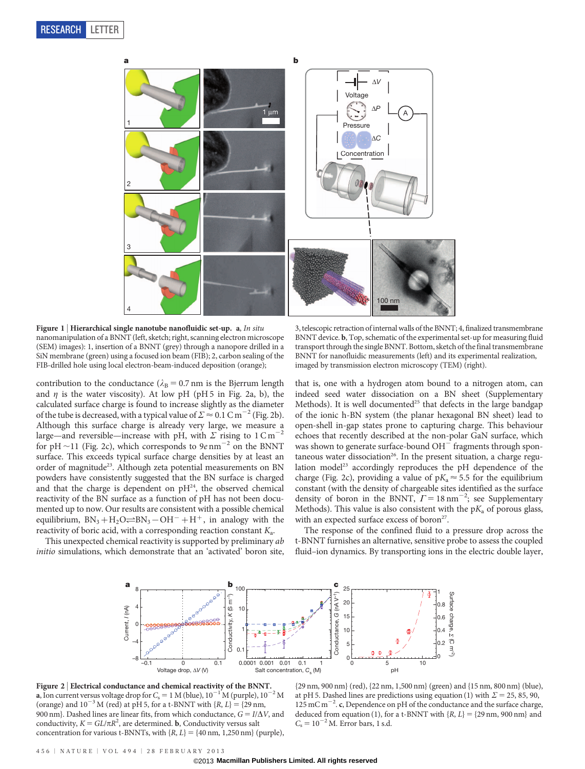**Figure 1 | Hierarchical single nanotube nanofluidic set-up.** **a**, *In situ* nanomanipulation of a BNNT (left, sketch; right, scanning electron microscope (SEM) images): 1, insertion of a BNNT (grey) through a nanopore drilled in a SiN membrane (green) using a focused ion beam (FIB); 2, carbon sealing of the FIB-drilled hole using local electron-beam-induced deposition (orange); 3, telescopic retraction of internal walls of the BNNT; 4, finalized transmembrane BNNT device. **b**, Top, schematic of the experimental set-up for measuring fluid transport through the single BNNT. Bottom, sketch of the final transmembrane BNNT for nanofluidic measurements (left) and its experimental realization, imaged by transmission electron microscopy (TEM) (right).

contribution to the conductance ($\lambda_B = 0.7$ nm is the Bjerrum length and $\eta$ is the water viscosity). At low pH (pH 5 in Fig. 2a, b), the calculated surface charge is found to increase slightly as the diameter of the tube is decreased, with a typical value of $\Sigma \approx 0.1\ \mathrm{C\,m^{-2}}$ (Fig. 2b). Although this surface charge is already very large, we measure a large—and reversible—increase with pH, with $\Sigma$ rising to $1\ \mathrm{C\,m^{-2}}$ for pH ~11 (Fig. 2c), which corresponds to $9e\ \mathrm{nm^{-2}}$ on the BNNT surface. This exceeds typical surface charge densities by at least an order of magnitude[23]. Although zeta potential measurements on BN powders have consistently suggested that the BN surface is charged and that the charge is dependent on pH[24], the observed chemical reactivity of the BN surface as a function of pH has not been documented up to now. Our results are consistent with a possible chemical equilibrium, $BN_3 + H_2O \rightleftharpoons BN_3 - OH^- + H^+$, in analogy with the reactivity of boric acid, with a corresponding reaction constant $K_a$.

This unexpected chemical reactivity is supported by preliminary *ab initio* simulations, which demonstrate that an 'activated' boron site, that is, one with a hydrogen atom bound to a nitrogen atom, can indeed seed water dissociation on a BN sheet (Supplementary Methods). It is well documented[25] that defects in the large bandgap of the ionic h-BN system (the planar hexagonal BN sheet) lead to open-shell in-gap states prone to capturing charge. This behaviour echoes that recently described at the non-polar GaN surface, which was shown to generate surface-bound $OH^-$ fragments through spontaneous water dissociation[26]. In the present situation, a charge regulation model[23] accordingly reproduces the pH dependence of the charge (Fig. 2c), providing a value of $pK_a \approx 5.5$ for the equilibrium constant (with the density of chargeable sites identified as the surface density of boron in the BNNT, $\Gamma = 18\ \mathrm{nm^{-2}}$; see Supplementary Methods). This value is also consistent with the $pK_a$ of porous glass, with an expected surface excess of boron[27].

The response of the confined fluid to a pressure drop across the t-BNNT furnishes an alternative, sensitive probe to assess the coupled fluid–ion dynamics. By transporting ions in the electric double layer,

**Figure 2 | Electrical conductance and chemical reactivity of the BNNT.** **a**, Ion current versus voltage drop for $C_s = 1$ M (blue), $10^{-1}$ M (purple), $10^{-2}$ M (orange) and $10^{-3}$ M (red) at pH 5, for a t-BNNT with $\{R, L\} = \{29\ \mathrm{nm}, 900\ \mathrm{nm}\}$. Dashed lines are linear fits, from which conductance, $G = I/\Delta V$, and conductivity, $K = GL/\pi R^2$, are determined. **b**, Conductivity versus salt concentration for various t-BNNTs, with $\{R, L\} = \{40\ \mathrm{nm}, 1{,}250\ \mathrm{nm}\}$ (purple), $\{29\ \mathrm{nm}, 900\ \mathrm{nm}\}$ (red), $\{22\ \mathrm{nm}, 1{,}500\ \mathrm{nm}\}$ (green) and $\{15\ \mathrm{nm}, 800\ \mathrm{nm}\}$ (blue), at pH 5. Dashed lines are predictions using equation (1) with $\Sigma = 25, 85, 90, 125\ \mathrm{mC\,m^{-2}}$. **c**, Dependence on pH of the conductance and the surface charge, deduced from equation (1), for a t-BNNT with $\{R, L\} = \{29\ \mathrm{nm}, 900\ \mathrm{nm}\}$ and $C_s = 10^{-2}$ M. Error bars, 1 s.d.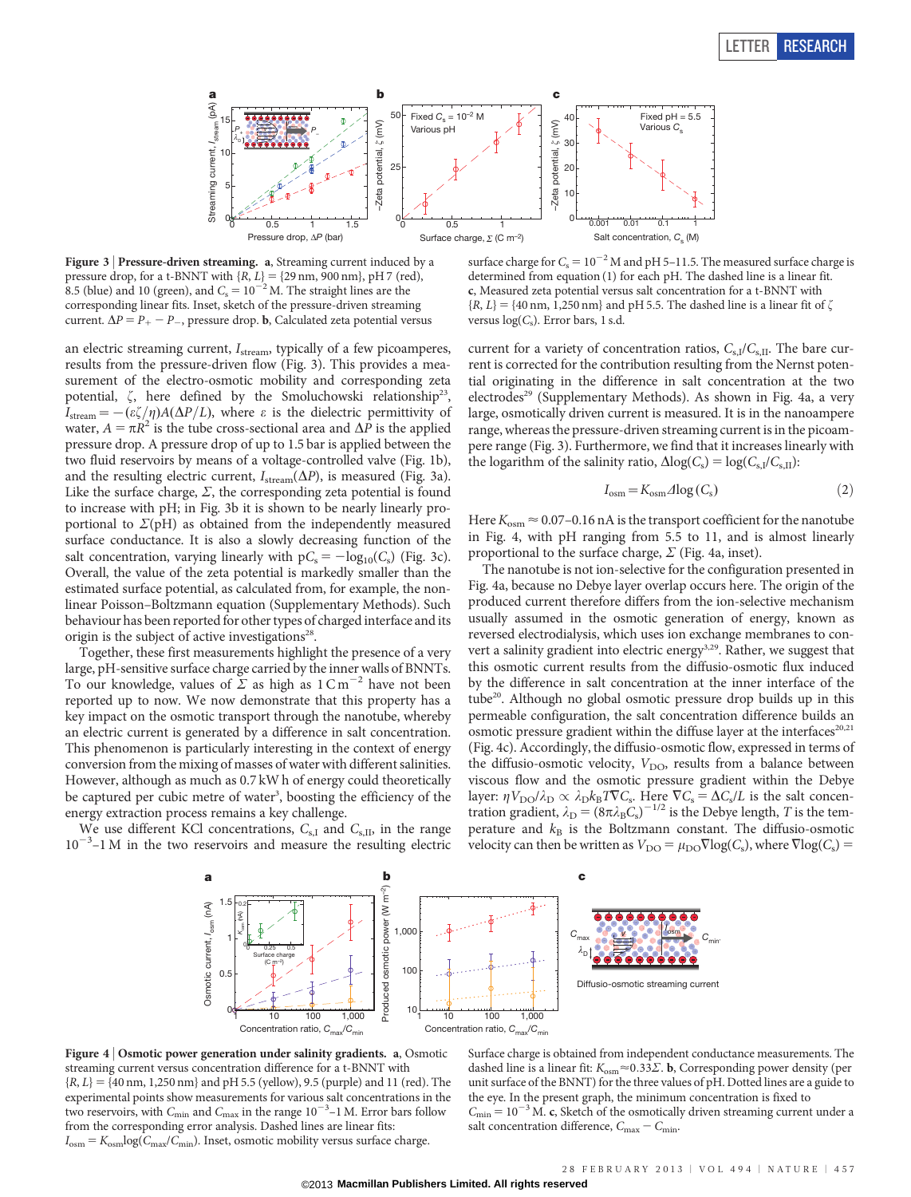**Figure 3 | Pressure-driven streaming. a**, Streaming current induced by a pressure drop, for a t-BNNT with $\{R, L\} = \{29\text{ nm}, 900\text{ nm}\}$, pH 7 (red), 8.5 (blue) and 10 (green), and $C_s = 10^{-2}$ M. The straight lines are the corresponding linear fits. Inset, sketch of the pressure-driven streaming current. $\Delta P = P_+ - P_-$, pressure drop. **b**, Calculated zeta potential versus surface charge for $C_s = 10^{-2}$ M and pH 5–11.5. The measured surface charge is determined from equation (1) for each pH. The dashed line is a linear fit. **c**, Measured zeta potential versus salt concentration for a t-BNNT with $\{R, L\} = \{40\text{ nm}, 1{,}250\text{ nm}\}$ and pH 5.5. The dashed line is a linear fit of $\zeta$ versus $\log(C_s)$. Error bars, 1 s.d.

an electric streaming current, $I_{stream}$, typically of a few picoamperes, results from the pressure-driven flow (Fig. 3). This provides a measurement of the electro-osmotic mobility and corresponding zeta potential, $\zeta$, here defined by the Smoluchowski relationship[23], $I_{stream} = -(\varepsilon\zeta/\eta)A(\Delta P/L)$, where $\varepsilon$ is the dielectric permittivity of water, $A = \pi R^2$ is the tube cross-sectional area and $\Delta P$ is the applied pressure drop. A pressure drop of up to 1.5 bar is applied between the two fluid reservoirs by means of a voltage-controlled valve (Fig. 1b), and the resulting electric current, $I_{stream}(\Delta P)$, is measured (Fig. 3a). Like the surface charge, $\Sigma$, the corresponding zeta potential is found to increase with pH; in Fig. 3b it is shown to be nearly linearly proportional to $\Sigma$(pH) as obtained from the independently measured surface conductance. It is also a slowly decreasing function of the salt concentration, varying linearly with $\text{p}C_s = -\log_{10}(C_s)$ (Fig. 3c). Overall, the value of the zeta potential is markedly smaller than the estimated surface potential, as calculated from, for example, the non-linear Poisson–Boltzmann equation (Supplementary Methods). Such behaviour has been reported for other types of charged interface and its origin is the subject of active investigations[28].

Together, these first measurements highlight the presence of a very large, pH-sensitive surface charge carried by the inner walls of BNNTs. To our knowledge, values of $\Sigma$ as high as $1\text{ C m}^{-2}$ have not been reported up to now. We now demonstrate that this property has a key impact on the osmotic transport through the nanotube, whereby an electric current is generated by a difference in salt concentration. This phenomenon is particularly interesting in the context of energy conversion from the mixing of masses of water with different salinities. However, although as much as 0.7 kW h of energy could theoretically be captured per cubic metre of water[3], boosting the efficiency of the energy extraction process remains a key challenge.

We use different KCl concentrations, $C_{s,I}$ and $C_{s,II}$, in the range $10^{-3}$–1 M in the two reservoirs and measure the resulting electric current for a variety of concentration ratios, $C_{s,I}/C_{s,II}$. The bare current is corrected for the contribution resulting from the Nernst potential originating in the difference in salt concentration at the two electrodes[29] (Supplementary Methods). As shown in Fig. 4a, a very large, osmotically driven current is measured. It is in the nanoampere range, whereas the pressure-driven streaming current is in the picoampere range (Fig. 3). Furthermore, we find that it increases linearly with the logarithm of the salinity ratio, $\Delta\log(C_s) = \log(C_{s,I}/C_{s,II})$:

$$I_{osm} = K_{osm}\Delta\log(C_s) \tag{2}$$

Here $K_{osm} \approx 0.07$–$0.16$ nA is the transport coefficient for the nanotube in Fig. 4, with pH ranging from 5.5 to 11, and is almost linearly proportional to the surface charge, $\Sigma$ (Fig. 4a, inset).

The nanotube is not ion-selective for the configuration presented in Fig. 4a, because no Debye layer overlap occurs here. The origin of the produced current therefore differs from the ion-selective mechanism usually assumed in the osmotic generation of energy, known as reversed electrodialysis, which uses ion exchange membranes to convert a salinity gradient into electric energy[3,29]. Rather, we suggest that this osmotic current results from the diffusio-osmotic flux induced by the difference in salt concentration at the inner interface of the tube[20]. Although no global osmotic pressure drop builds up in this permeable configuration, the salt concentration difference builds an osmotic pressure gradient within the diffuse layer at the interfaces[20,21] (Fig. 4c). Accordingly, the diffusio-osmotic flow, expressed in terms of the diffusio-osmotic velocity, $V_{DO}$, results from a balance between viscous flow and the osmotic pressure gradient within the Debye layer: $\eta V_{DO}/\lambda_D \propto \lambda_D k_B T \nabla C_s$. Here $\nabla C_s = \Delta C_s/L$ is the salt concentration gradient, $\lambda_D = (8\pi\lambda_B C_s)^{-1/2}$ is the Debye length, $T$ is the temperature and $k_B$ is the Boltzmann constant. The diffusio-osmotic velocity can then be written as $V_{DO} = \mu_{DO}\nabla\log(C_s)$, where $\nabla\log(C_s) =$

**Figure 4 | Osmotic power generation under salinity gradients. a**, Osmotic streaming current versus concentration difference for a t-BNNT with $\{R, L\} = \{40\text{ nm}, 1{,}250\text{ nm}\}$ and pH 5.5 (yellow), 9.5 (purple) and 11 (red). The experimental points show measurements for various salt concentrations in the two reservoirs, with $C_{min}$ and $C_{max}$ in the range $10^{-3}$–1 M. Error bars follow from the corresponding error analysis. Dashed lines are linear fits: $I_{osm} = K_{osm}\log(C_{max}/C_{min})$. Inset, osmotic mobility versus surface charge. Surface charge is obtained from independent conductance measurements. The dashed line is a linear fit: $K_{osm} \approx 0.33\Sigma$. **b**, Corresponding power density (per unit surface of the BNNT) for the three values of pH. Dotted lines are a guide to the eye. In the present graph, the minimum concentration is fixed to $C_{min} = 10^{-3}$ M. **c**, Sketch of the osmotically driven streaming current under a salt concentration difference, $C_{max} - C_{min}$.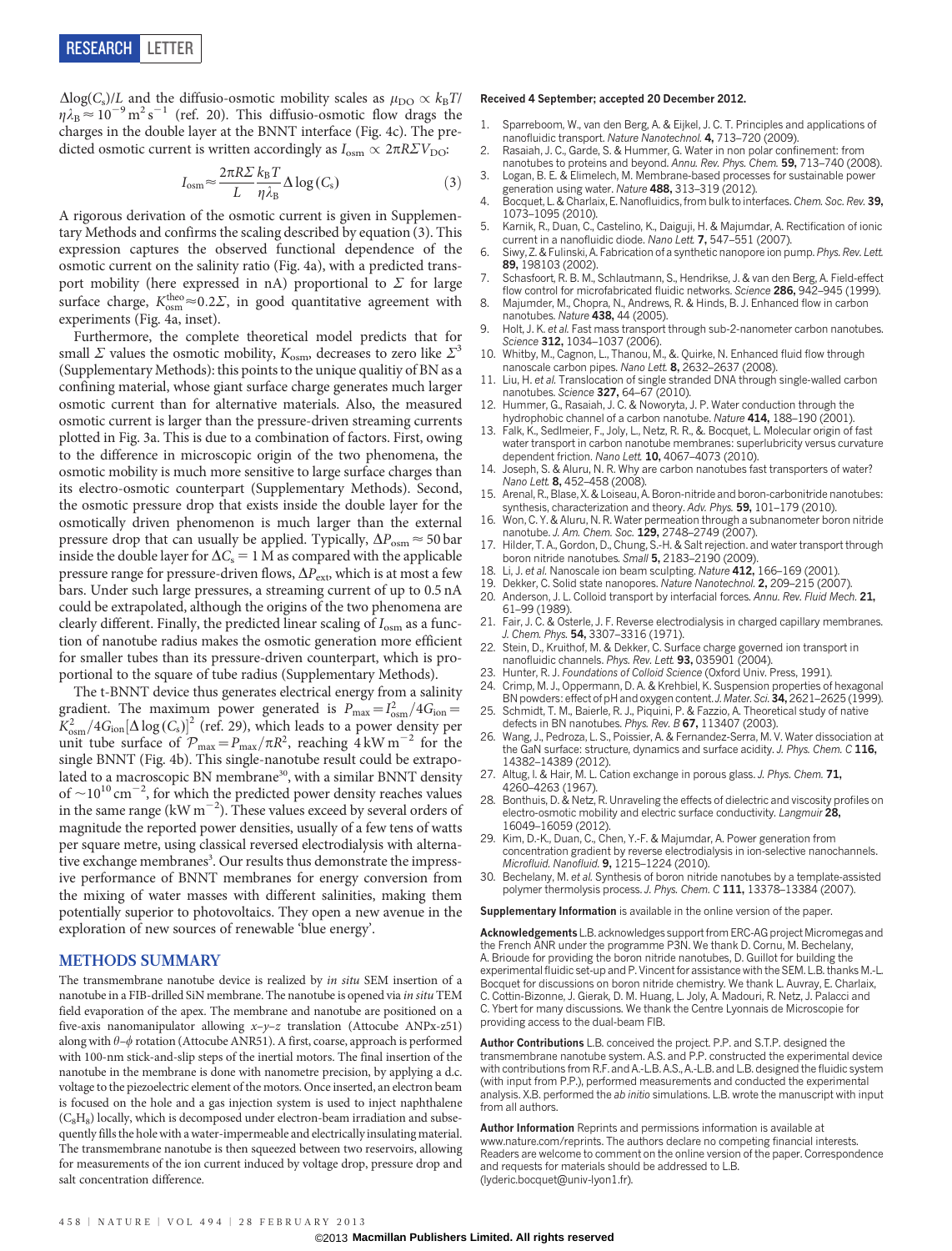$\Delta\log(C_s)/L$ and the diffusio-osmotic mobility scales as $\mu_{DO} \propto k_B T/\eta\lambda_B \approx 10^{-9}\,m^2\,s^{-1}$ (ref. 20). This diffusio-osmotic flow drags the charges in the double layer at the BNNT interface (Fig. 4c). The predicted osmotic current is written accordingly as $I_{osm} \propto 2\pi R\Sigma V_{DO}$:

$$I_{osm} \approx \frac{2\pi R\Sigma}{L}\frac{k_B T}{\eta\lambda_B}\Delta\log(C_s) \tag{3}$$

A rigorous derivation of the osmotic current is given in Supplementary Methods and confirms the scaling described by equation (3). This expression captures the observed functional dependence of the osmotic current on the salinity ratio (Fig. 4a), with a predicted transport mobility (here expressed in nA) proportional to $\Sigma$ for large surface charge, $K_{osm}^{theo} \approx 0.2\Sigma$, in good quantitative agreement with experiments (Fig. 4a, inset).

Furthermore, the complete theoretical model predicts that for small $\Sigma$ values the osmotic mobility, $K_{osm}$, decreases to zero like $\Sigma^3$ (Supplementary Methods): this points to the unique qualitiy of BN as a confining material, whose giant surface charge generates much larger osmotic current than for alternative materials. Also, the measured osmotic current is larger than the pressure-driven streaming currents plotted in Fig. 3a. This is due to a combination of factors. First, owing to the difference in microscopic origin of the two phenomena, the osmotic mobility is much more sensitive to large surface charges than its electro-osmotic counterpart (Supplementary Methods). Second, the osmotic pressure drop that exists inside the double layer for the osmotically driven phenomenon is much larger than the external pressure drop that can usually be applied. Typically, $\Delta P_{osm} \approx 50$ bar inside the double layer for $\Delta C_s = 1$ M as compared with the applicable pressure range for pressure-driven flows, $\Delta P_{ext}$, which is at most a few bars. Under such large pressures, a streaming current of up to 0.5 nA could be extrapolated, although the origins of the two phenomena are clearly different. Finally, the predicted linear scaling of $I_{osm}$ as a function of nanotube radius makes the osmotic generation more efficient for smaller tubes than its pressure-driven counterpart, which is proportional to the square of tube radius (Supplementary Methods).

The t-BNNT device thus generates electrical energy from a salinity gradient. The maximum power generated is $P_{max} = I_{osm}^2/4G_{ion} = K_{osm}^2/4G_{ion}[\Delta\log(C_s)]^2$ (ref. 29), which leads to a power density per unit tube surface of $\mathcal{P}_{max} = P_{max}/\pi R^2$, reaching $4\,kW\,m^{-2}$ for the single BNNT (Fig. 4b). This single-nanotube result could be extrapolated to a macroscopic BN membrane[30], with a similar BNNT density of $\sim 10^{10}\,cm^{-2}$, for which the predicted power density reaches values in the same range ($kW\,m^{-2}$). These values exceed by several orders of magnitude the reported power densities, usually of a few tens of watts per square metre, using classical reversed electrodialysis with alternative exchange membranes[3]. Our results thus demonstrate the impressive performance of BNNT membranes for energy conversion from the mixing of water masses with different salinities, making them potentially superior to photovoltaics. They open a new avenue in the exploration of new sources of renewable 'blue energy'.

## METHODS SUMMARY

The transmembrane nanotube device is realized by *in situ* SEM insertion of a nanotube in a FIB-drilled SiN membrane. The nanotube is opened via *in situ* TEM field evaporation of the apex. The membrane and nanotube are positioned on a five-axis nanomanipulator allowing $x$–$y$–$z$ translation (Attocube ANPx-z51) along with $\theta$–$\phi$ rotation (Attocube ANR51). A first, coarse, approach is performed with 100-nm stick-and-slip steps of the inertial motors. The final insertion of the nanotube in the membrane is done with nanometre precision, by applying a d.c. voltage to the piezoelectric element of the motors. Once inserted, an electron beam is focused on the hole and a gas injection system is used to inject naphthalene ($C_8H_8$) locally, which is decomposed under electron-beam irradiation and subsequently fills the hole with a water-impermeable and electrically insulating material. The transmembrane nanotube is then squeezed between two reservoirs, allowing for measurements of the ion current induced by voltage drop, pressure drop and salt concentration difference.

**Received 4 September; accepted 20 December 2012.**

1. Sparreboom, W., van den Berg, A. & Eijkel, J. C. T. Principles and applications of nanofluidic transport. *Nature Nanotechnol.* **4,** 713–720 (2009).
2. Rasaiah, J. C., Garde, S. & Hummer, G. Water in non polar confinement: from nanotubes to proteins and beyond. *Annu. Rev. Phys. Chem.* **59,** 713–740 (2008).
3. Logan, B. E. & Elimelech, M. Membrane-based processes for sustainable power generation using water. *Nature* **488,** 313–319 (2012).
4. Bocquet, L. & Charlaix, E. Nanofluidics, from bulk to interfaces. *Chem. Soc. Rev.* **39,** 1073–1095 (2010).
5. Karnik, R., Duan, C., Castelino, K., Daiguji, H. & Majumdar, A. Rectification of ionic current in a nanofluidic diode. *Nano Lett.* **7,** 547–551 (2007).
6. Siwy, Z. & Fulinski, A. Fabrication of a synthetic nanopore ion pump. *Phys. Rev. Lett.* **89,** 198103 (2002).
7. Schasfoort, R. B. M., Schlautmann, S., Hendrikse, J. & van den Berg, A. Field-effect flow control for microfabricated fluidic networks. *Science* **286,** 942–945 (1999).
8. Majumder, M., Chopra, N., Andrews, R. & Hinds, B. J. Enhanced flow in carbon nanotubes. *Nature* **438,** 44 (2005).
9. Holt, J. K. *et al.* Fast mass transport through sub-2-nanometer carbon nanotubes. *Science* **312,** 1034–1037 (2006).
10. Whitby, M., Cagnon, L., Thanou, M., & Quirke, N. Enhanced fluid flow through nanoscale carbon pipes. *Nano Lett.* **8,** 2632–2637 (2008).
11. Liu, H. *et al.* Translocation of single stranded DNA through single-walled carbon nanotubes. *Science* **327,** 64–67 (2010).
12. Hummer, G., Rasaiah, J. C. & Noworyta, J. P. Water conduction through the hydrophobic channel of a carbon nanotube. *Nature* **414,** 188–190 (2001).
13. Falk, K., Sedlmeier, F., Joly, L., Netz, R. R., & Bocquet, L. Molecular origin of fast water transport in carbon nanotube membranes: superlubricity versus curvature dependent friction. *Nano Lett.* **10,** 4067–4073 (2010).
14. Joseph, S. & Aluru, N. R. Why are carbon nanotubes fast transporters of water? *Nano Lett.* **8,** 452–458 (2008).
15. Arenal, R., Blase, X. & Loiseau, A. Boron-nitride and boron-carbonitride nanotubes: synthesis, characterization and theory. *Adv. Phys.* **59,** 101–179 (2010).
16. Won, C. Y. & Aluru, N. R. Water permeation through a subnanometer boron nitride nanotube. *J. Am. Chem. Soc.* **129,** 2748–2749 (2007).
17. Hilder, T. A., Gordon, D., Chung, S.-H. & Salt rejection. and water transport through boron nitride nanotubes. *Small* **5,** 2183–2190 (2009).
18. Li, J. *et al.* Nanoscale ion beam sculpting. *Nature* **412,** 166–169 (2001).
19. Dekker, C. Solid state nanopores. *Nature Nanotechnol.* **2,** 209–215 (2007).
20. Anderson, J. L. Colloid transport by interfacial forces. *Annu. Rev. Fluid Mech.* **21,** 61–99 (1989).
21. Fair, J. C. & Osterle, J. F. Reverse electrodialysis in charged capillary membranes. *J. Chem. Phys.* **54,** 3307–3316 (1971).
22. Stein, D., Kruithof, M. & Dekker, C. Surface charge governed ion transport in nanofluidic channels. *Phys. Rev. Lett.* **93,** 035901 (2004).
23. Hunter, R. J. *Foundations of Colloid Science* (Oxford Univ. Press, 1991).
24. Crimp, M. J., Oppermann, D. A. & Krehbiel, K. Suspension properties of hexagonal BN powders: effect of pH and oxygen content. *J. Mater. Sci.* **34,** 2621–2625 (1999).
25. Schmidt, T. M., Baierle, R. J., Piquini, P. & Fazzio, A. Theoretical study of native defects in BN nanotubes. *Phys. Rev. B* **67,** 113407 (2003).
26. Wang, J., Pedroza, L. S., Poissier, A. & Fernandez-Serra, M. V. Water dissociation at the GaN surface: structure, dynamics and surface acidity. *J. Phys. Chem. C* **116,** 14382–14389 (2012).
27. Altug, I. & Hair, M. L. Cation exchange in porous glass. *J. Phys. Chem.* **71,** 4260–4263 (1967).
28. Bonthuis, D. & Netz, R. Unraveling the effects of dielectric and viscosity profiles on electro-osmotic mobility and electric surface conductivity. *Langmuir* **28,** 16049–16059 (2012).
29. Kim, D.-K., Duan, C., Chen, Y.-F. & Majumdar, A. Power generation from concentration gradient by reverse electrodialysis in ion-selective nanochannels. *Microfluid. Nanofluid.* **9,** 1215–1224 (2010).
30. Bechelany, M. *et al.* Synthesis of boron nitride nanotubes by a template-assisted polymer thermolysis process. *J. Phys. Chem. C* **111,** 13378–13384 (2007).

**Supplementary Information** is available in the online version of the paper.

**Acknowledgements** L.B. acknowledges support from ERC-AG project Micromegas and the French ANR under the programme P3N. We thank D. Cornu, M. Bechelany, A. Brioude for providing the boron nitride nanotubes, D. Guillot for building the experimental fluidic set-up and P. Vincent for assistance with the SEM. L.B. thanks M.-L. Bocquet for discussions on boron nitride chemistry. We thank L. Auvray, E. Charlaix, C. Cottin-Bizonne, J. Gierak, D. M. Huang, L. Joly, A. Madouri, R. Netz, J. Palacci and C. Ybert for many discussions. We thank the Centre Lyonnais de Microscopie for providing access to the dual-beam FIB.

**Author Contributions** L.B. conceived the project. P.P. and S.T.P. designed the transmembrane nanotube system. A.S. and P.P. constructed the experimental device with contributions from R.F. and A.-L.B. A.S., A.-L.B. and L.B. designed the fluidic system (with input from P.P.), performed measurements and conducted the experimental analysis. X.B. performed the *ab initio* simulations. L.B. wrote the manuscript with input from all authors.

**Author Information** Reprints and permissions information is available at www.nature.com/reprints. The authors declare no competing financial interests. Readers are welcome to comment on the online version of the paper. Correspondence and requests for materials should be addressed to L.B. (lyderic.bocquet@univ-lyon1.fr).